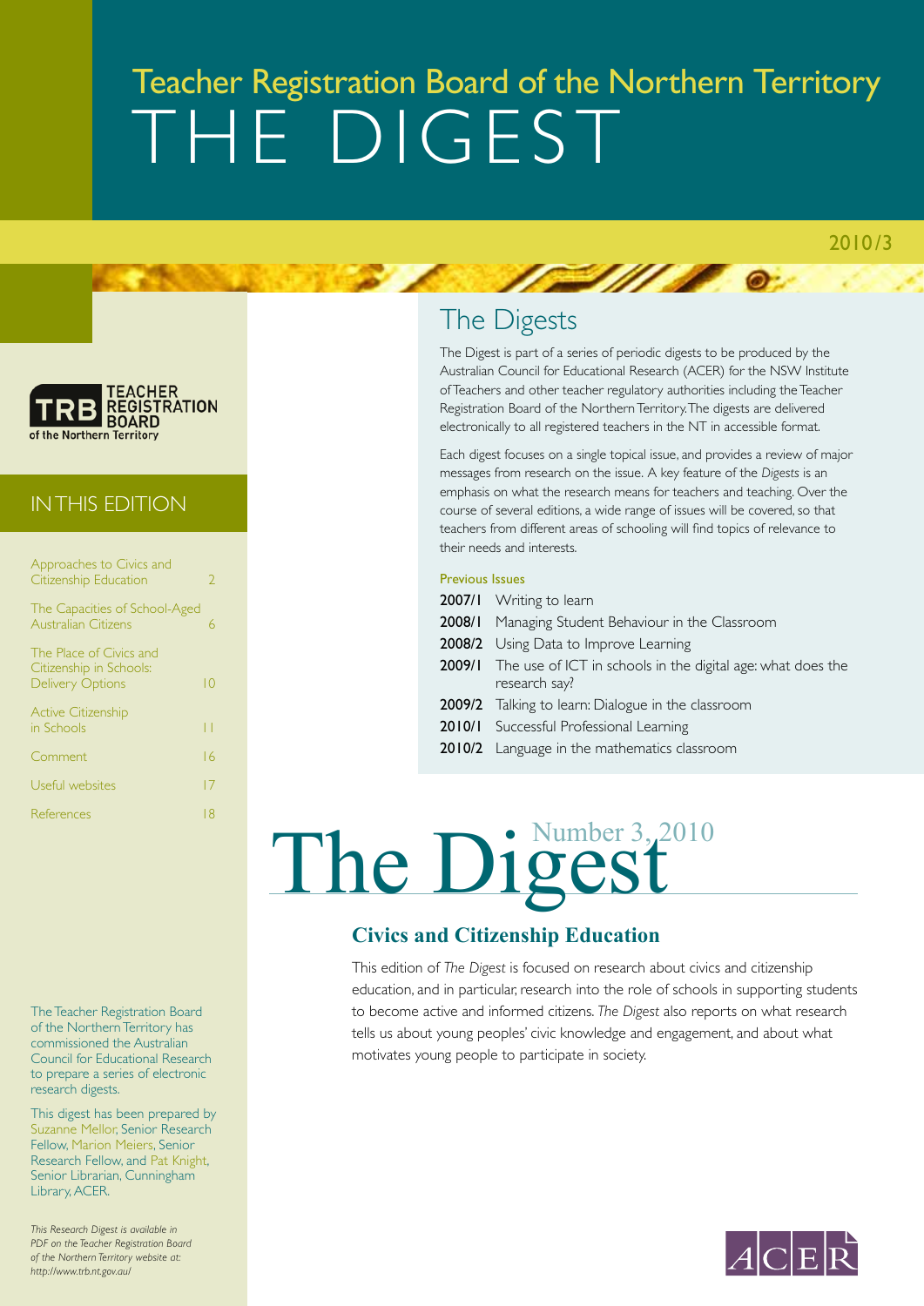# Teacher Registration Board of the Northern Territory

# THE DIGEST

2010/3

TEACHER REGISTRATION BOARD of the Northern Territory

## IN THIS EDITION

| | |
|---|---|
| Approaches to Civics and Citizenship Education | 2 |
| The Capacities of School-Aged Australian Citizens | 6 |
| The Place of Civics and Citizenship in Schools: Delivery Options | 10 |
| Active Citizenship in Schools | 11 |
| Comment | 16 |
| Useful websites | 17 |
| References | 18 |

The Teacher Registration Board of the Northern Territory has commissioned the Australian Council for Educational Research to prepare a series of electronic research digests.

This digest has been prepared by Suzanne Mellor, Senior Research Fellow, Marion Meiers, Senior Research Fellow, and Pat Knight, Senior Librarian, Cunningham Library, ACER.

*This Research Digest is available in PDF on the Teacher Registration Board of the Northern Territory website at: http://www.trb.nt.gov.au/*

## The Digests

The Digest is part of a series of periodic digests to be produced by the Australian Council for Educational Research (ACER) for the NSW Institute of Teachers and other teacher regulatory authorities including the Teacher Registration Board of the Northern Territory. The digests are delivered electronically to all registered teachers in the NT in accessible format.

Each digest focuses on a single topical issue, and provides a review of major messages from research on the issue. A key feature of the *Digests* is an emphasis on what the research means for teachers and teaching. Over the course of several editions, a wide range of issues will be covered, so that teachers from different areas of schooling will find topics of relevance to their needs and interests.

### Previous Issues

- **2007/1** Writing to learn
- **2008/1** Managing Student Behaviour in the Classroom
- **2008/2** Using Data to Improve Learning
- **2009/1** The use of ICT in schools in the digital age: what does the research say?
- **2009/2** Talking to learn: Dialogue in the classroom
- **2010/1** Successful Professional Learning
- **2010/2** Language in the mathematics classroom

# The Digest

Number 3, 2010

## Civics and Citizenship Education

This edition of *The Digest* is focused on research about civics and citizenship education, and in particular, research into the role of schools in supporting students to become active and informed citizens. *The Digest* also reports on what research tells us about young peoples' civic knowledge and engagement, and about what motivates young people to participate in society.

ACER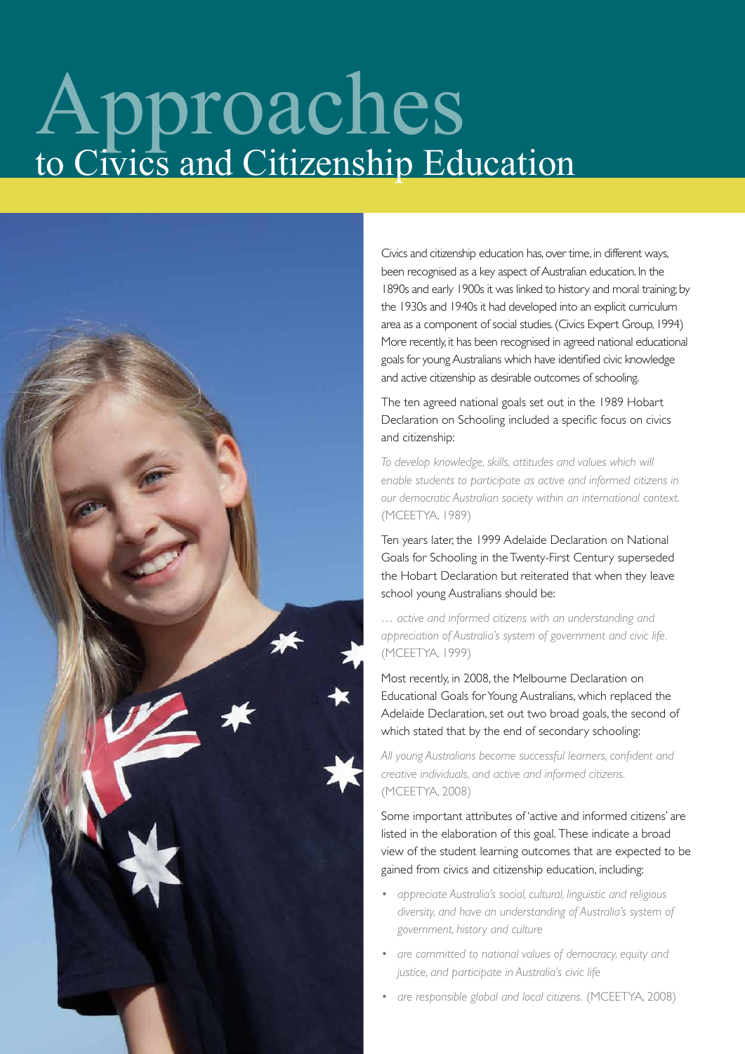# Approaches to Civics and Citizenship Education

Civics and citizenship education has, over time, in different ways, been recognised as a key aspect of Australian education. In the 1890s and early 1900s it was linked to history and moral training; by the 1930s and 1940s it had developed into an explicit curriculum area as a component of social studies. (Civics Expert Group, 1994) More recently, it has been recognised in agreed national educational goals for young Australians which have identified civic knowledge and active citizenship as desirable outcomes of schooling.

The ten agreed national goals set out in the 1989 Hobart Declaration on Schooling included a specific focus on civics and citizenship:

*To develop knowledge, skills, attitudes and values which will enable students to participate as active and informed citizens in our democratic Australian society within an international context.* (MCEETYA, 1989)

Ten years later, the 1999 Adelaide Declaration on National Goals for Schooling in the Twenty-First Century superseded the Hobart Declaration but reiterated that when they leave school young Australians should be:

*… active and informed citizens with an understanding and appreciation of Australia's system of government and civic life.* (MCEETYA, 1999)

Most recently, in 2008, the Melbourne Declaration on Educational Goals for Young Australians, which replaced the Adelaide Declaration, set out two broad goals, the second of which stated that by the end of secondary schooling:

*All young Australians become successful learners, confident and creative individuals, and active and informed citizens.* (MCEETYA, 2008)

Some important attributes of 'active and informed citizens' are listed in the elaboration of this goal. These indicate a broad view of the student learning outcomes that are expected to be gained from civics and citizenship education, including:

- *appreciate Australia's social, cultural, linguistic and religious diversity, and have an understanding of Australia's system of government, history and culture*
- *are committed to national values of democracy, equity and justice, and participate in Australia's civic life*
- *are responsible global and local citizens.* (MCEETYA, 2008)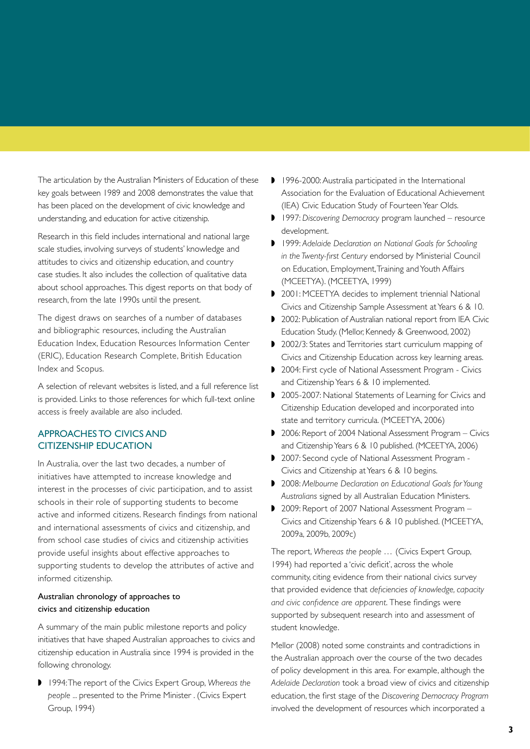The articulation by the Australian Ministers of Education of these key goals between 1989 and 2008 demonstrates the value that has been placed on the development of civic knowledge and understanding, and education for active citizenship.

Research in this field includes international and national large scale studies, involving surveys of students' knowledge and attitudes to civics and citizenship education, and country case studies. It also includes the collection of qualitative data about school approaches. This digest reports on that body of research, from the late 1990s until the present.

The digest draws on searches of a number of databases and bibliographic resources, including the Australian Education Index, Education Resources Information Center (ERIC), Education Research Complete, British Education Index and Scopus.

A selection of relevant websites is listed, and a full reference list is provided. Links to those references for which full-text online access is freely available are also included.

## APPROACHES TO CIVICS AND CITIZENSHIP EDUCATION

In Australia, over the last two decades, a number of initiatives have attempted to increase knowledge and interest in the processes of civic participation, and to assist schools in their role of supporting students to become active and informed citizens. Research findings from national and international assessments of civics and citizenship, and from school case studies of civics and citizenship activities provide useful insights about effective approaches to supporting students to develop the attributes of active and informed citizenship.

### Australian chronology of approaches to civics and citizenship education

A summary of the main public milestone reports and policy initiatives that have shaped Australian approaches to civics and citizenship education in Australia since 1994 is provided in the following chronology.

- 1994: The report of the Civics Expert Group, *Whereas the people ...* presented to the Prime Minister . (Civics Expert Group, 1994)
- 1996-2000: Australia participated in the International Association for the Evaluation of Educational Achievement (IEA) Civic Education Study of Fourteen Year Olds.
- 1997: *Discovering Democracy* program launched – resource development.
- 1999: *Adelaide Declaration on National Goals for Schooling in the Twenty-first Century* endorsed by Ministerial Council on Education, Employment, Training and Youth Affairs (MCEETYA). (MCEETYA, 1999)
- 2001: MCEETYA decides to implement triennial National Civics and Citizenship Sample Assessment at Years 6 & 10.
- 2002: Publication of Australian national report from IEA Civic Education Study. (Mellor, Kennedy & Greenwood, 2002)
- 2002/3: States and Territories start curriculum mapping of Civics and Citizenship Education across key learning areas.
- 2004: First cycle of National Assessment Program - Civics and Citizenship Years 6 & 10 implemented.
- 2005-2007: National Statements of Learning for Civics and Citizenship Education developed and incorporated into state and territory curricula. (MCEETYA, 2006)
- 2006: Report of 2004 National Assessment Program – Civics and Citizenship Years 6 & 10 published. (MCEETYA, 2006)
- 2007: Second cycle of National Assessment Program - Civics and Citizenship at Years 6 & 10 begins.
- 2008: *Melbourne Declaration on Educational Goals for Young Australians* signed by all Australian Education Ministers.
- 2009: Report of 2007 National Assessment Program – Civics and Citizenship Years 6 & 10 published. (MCEETYA, 2009a, 2009b, 2009c)

The report, *Whereas the people …* (Civics Expert Group, 1994) had reported a 'civic deficit', across the whole community, citing evidence from their national civics survey that provided evidence that *deficiencies of knowledge, capacity and civic confidence are apparent*. These findings were supported by subsequent research into and assessment of student knowledge.

Mellor (2008) noted some constraints and contradictions in the Australian approach over the course of the two decades of policy development in this area. For example, although the *Adelaide Declaration* took a broad view of civics and citizenship education, the first stage of the *Discovering Democracy Program* involved the development of resources which incorporated a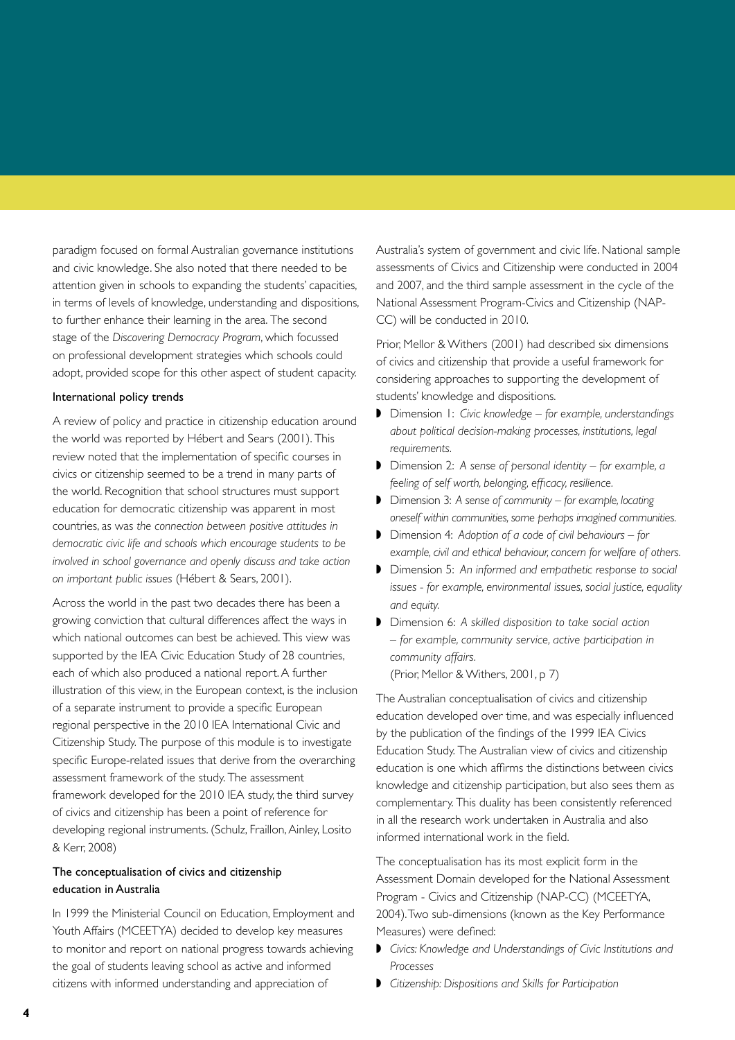paradigm focused on formal Australian governance institutions and civic knowledge. She also noted that there needed to be attention given in schools to expanding the students' capacities, in terms of levels of knowledge, understanding and dispositions, to further enhance their learning in the area. The second stage of the *Discovering Democracy Program*, which focussed on professional development strategies which schools could adopt, provided scope for this other aspect of student capacity.

### International policy trends

A review of policy and practice in citizenship education around the world was reported by Hébert and Sears (2001). This review noted that the implementation of specific courses in civics or citizenship seemed to be a trend in many parts of the world. Recognition that school structures must support education for democratic citizenship was apparent in most countries, as was *the connection between positive attitudes in democratic civic life and schools which encourage students to be involved in school governance and openly discuss and take action on important public issues* (Hébert & Sears, 2001).

Across the world in the past two decades there has been a growing conviction that cultural differences affect the ways in which national outcomes can best be achieved. This view was supported by the IEA Civic Education Study of 28 countries, each of which also produced a national report. A further illustration of this view, in the European context, is the inclusion of a separate instrument to provide a specific European regional perspective in the 2010 IEA International Civic and Citizenship Study. The purpose of this module is to investigate specific Europe-related issues that derive from the overarching assessment framework of the study. The assessment framework developed for the 2010 IEA study, the third survey of civics and citizenship has been a point of reference for developing regional instruments. (Schulz, Fraillon, Ainley, Losito & Kerr, 2008)

### The conceptualisation of civics and citizenship education in Australia

In 1999 the Ministerial Council on Education, Employment and Youth Affairs (MCEETYA) decided to develop key measures to monitor and report on national progress towards achieving the goal of students leaving school as active and informed citizens with informed understanding and appreciation of Australia's system of government and civic life. National sample assessments of Civics and Citizenship were conducted in 2004 and 2007, and the third sample assessment in the cycle of the National Assessment Program-Civics and Citizenship (NAP-CC) will be conducted in 2010.

Prior, Mellor & Withers (2001) had described six dimensions of civics and citizenship that provide a useful framework for considering approaches to supporting the development of students' knowledge and dispositions.

- Dimension 1: *Civic knowledge – for example, understandings about political decision-making processes, institutions, legal requirements.*
- Dimension 2: *A sense of personal identity – for example, a feeling of self worth, belonging, efficacy, resilience.*
- Dimension 3: *A sense of community – for example, locating oneself within communities, some perhaps imagined communities.*
- Dimension 4: *Adoption of a code of civil behaviours – for example, civil and ethical behaviour, concern for welfare of others.*
- Dimension 5: *An informed and empathetic response to social issues - for example, environmental issues, social justice, equality and equity.*
- Dimension 6: *A skilled disposition to take social action – for example, community service, active participation in community affairs.*

(Prior, Mellor & Withers, 2001, p 7)

The Australian conceptualisation of civics and citizenship education developed over time, and was especially influenced by the publication of the findings of the 1999 IEA Civics Education Study. The Australian view of civics and citizenship education is one which affirms the distinctions between civics knowledge and citizenship participation, but also sees them as complementary. This duality has been consistently referenced in all the research work undertaken in Australia and also informed international work in the field.

The conceptualisation has its most explicit form in the Assessment Domain developed for the National Assessment Program - Civics and Citizenship (NAP-CC) (MCEETYA, 2004). Two sub-dimensions (known as the Key Performance Measures) were defined:

- *Civics: Knowledge and Understandings of Civic Institutions and Processes*
- *Citizenship: Dispositions and Skills for Participation*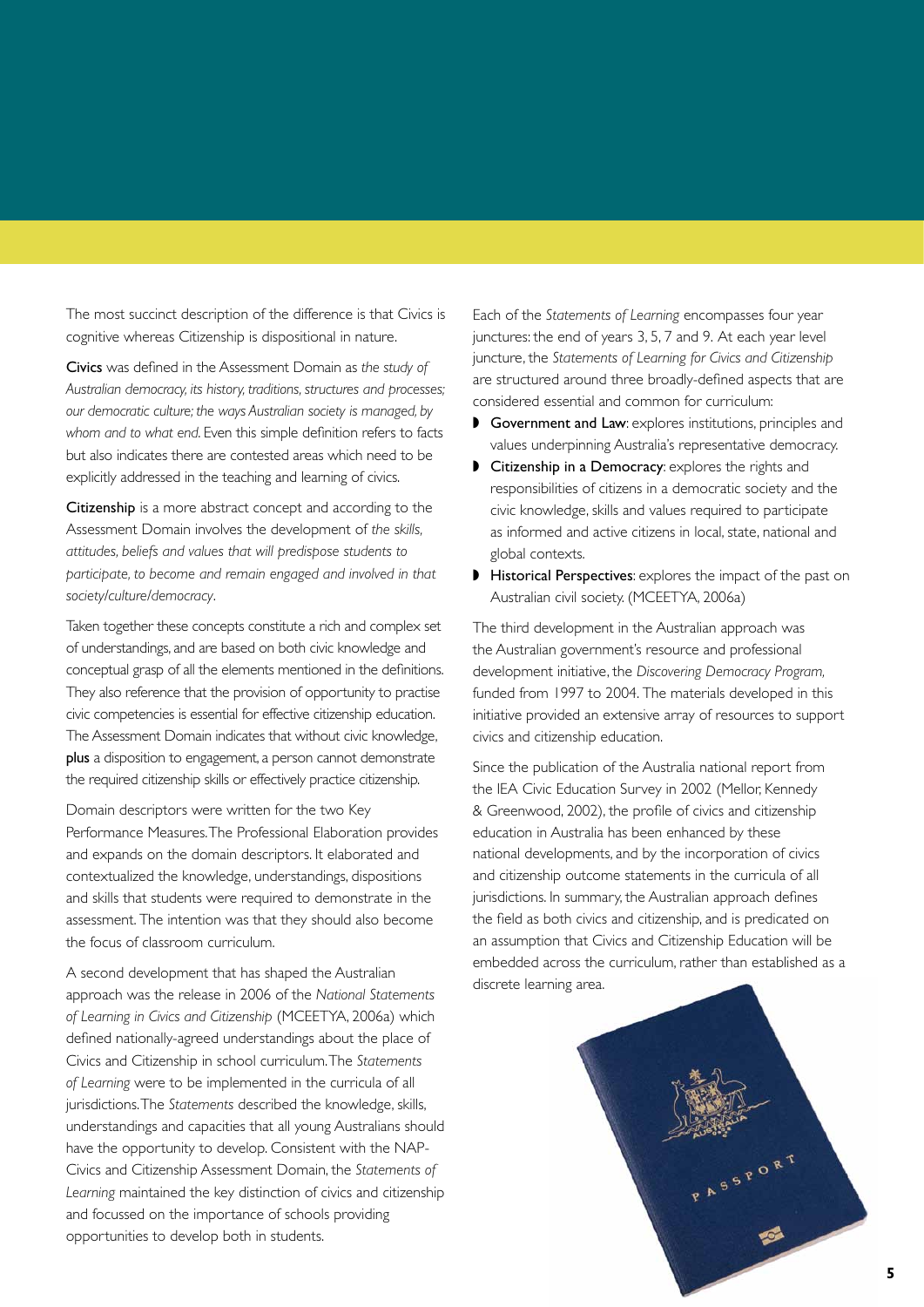The most succinct description of the difference is that Civics is cognitive whereas Citizenship is dispositional in nature.

**Civics** was defined in the Assessment Domain as *the study of Australian democracy, its history, traditions, structures and processes; our democratic culture; the ways Australian society is managed, by whom and to what end.* Even this simple definition refers to facts but also indicates there are contested areas which need to be explicitly addressed in the teaching and learning of civics.

**Citizenship** is a more abstract concept and according to the Assessment Domain involves the development of *the skills, attitudes, beliefs and values that will predispose students to participate, to become and remain engaged and involved in that society/culture/democracy*.

Taken together these concepts constitute a rich and complex set of understandings, and are based on both civic knowledge and conceptual grasp of all the elements mentioned in the definitions. They also reference that the provision of opportunity to practise civic competencies is essential for effective citizenship education. The Assessment Domain indicates that without civic knowledge, **plus** a disposition to engagement, a person cannot demonstrate the required citizenship skills or effectively practice citizenship.

Domain descriptors were written for the two Key Performance Measures. The Professional Elaboration provides and expands on the domain descriptors. It elaborated and contextualized the knowledge, understandings, dispositions and skills that students were required to demonstrate in the assessment. The intention was that they should also become the focus of classroom curriculum.

A second development that has shaped the Australian approach was the release in 2006 of the *National Statements of Learning in Civics and Citizenship* (MCEETYA, 2006a) which defined nationally-agreed understandings about the place of Civics and Citizenship in school curriculum. The *Statements of Learning* were to be implemented in the curricula of all jurisdictions. The *Statements* described the knowledge, skills, understandings and capacities that all young Australians should have the opportunity to develop. Consistent with the NAP-Civics and Citizenship Assessment Domain, the *Statements of Learning* maintained the key distinction of civics and citizenship and focussed on the importance of schools providing opportunities to develop both in students.

Each of the *Statements of Learning* encompasses four year junctures: the end of years 3, 5, 7 and 9. At each year level juncture, the *Statements of Learning for Civics and Citizenship* are structured around three broadly-defined aspects that are considered essential and common for curriculum:

- **Government and Law**: explores institutions, principles and values underpinning Australia's representative democracy.
- **Citizenship in a Democracy**: explores the rights and responsibilities of citizens in a democratic society and the civic knowledge, skills and values required to participate as informed and active citizens in local, state, national and global contexts.
- **Historical Perspectives**: explores the impact of the past on Australian civil society. (MCEETYA, 2006a)

The third development in the Australian approach was the Australian government's resource and professional development initiative, the *Discovering Democracy Program,* funded from 1997 to 2004. The materials developed in this initiative provided an extensive array of resources to support civics and citizenship education.

Since the publication of the Australia national report from the IEA Civic Education Survey in 2002 (Mellor, Kennedy & Greenwood, 2002), the profile of civics and citizenship education in Australia has been enhanced by these national developments, and by the incorporation of civics and citizenship outcome statements in the curricula of all jurisdictions. In summary, the Australian approach defines the field as both civics and citizenship, and is predicated on an assumption that Civics and Citizenship Education will be embedded across the curriculum, rather than established as a discrete learning area.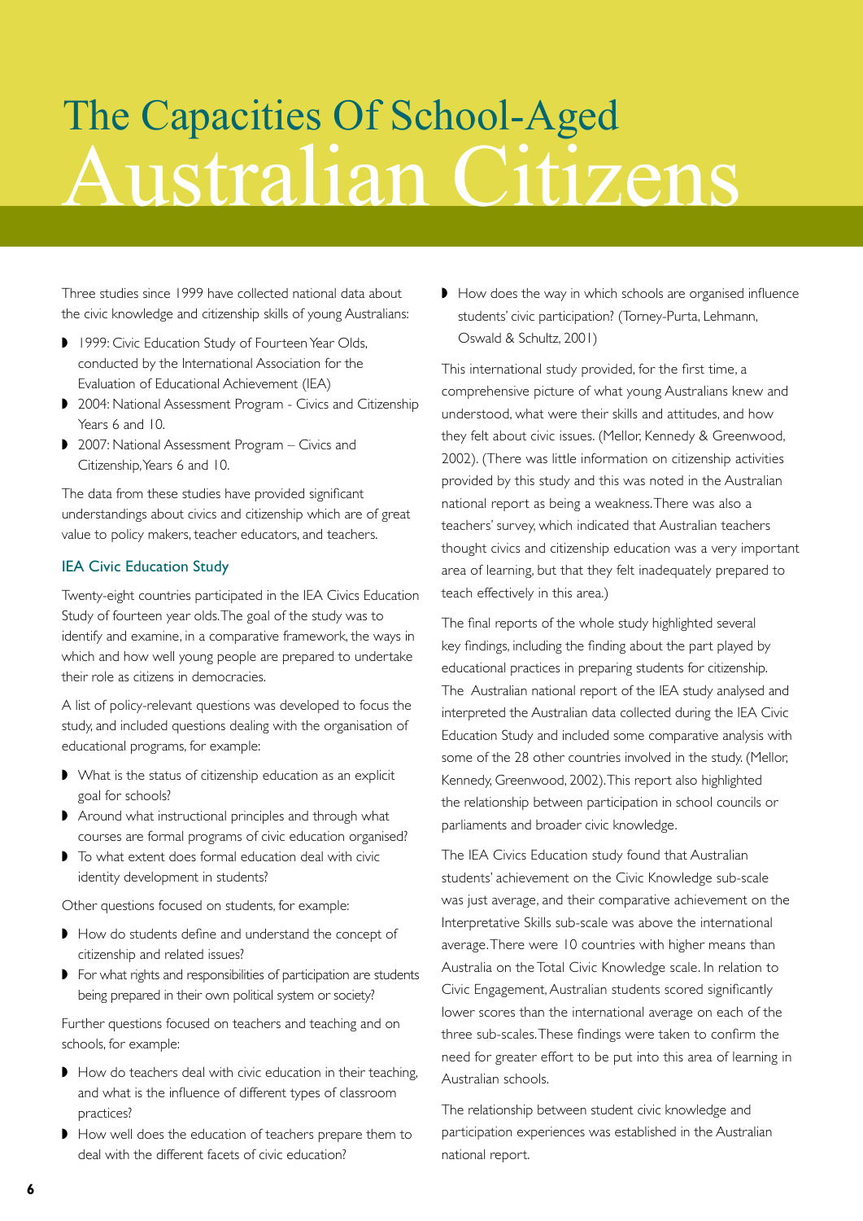# The Capacities Of School-Aged Australian Citizens

Three studies since 1999 have collected national data about the civic knowledge and citizenship skills of young Australians:

- 1999: Civic Education Study of Fourteen Year Olds, conducted by the International Association for the Evaluation of Educational Achievement (IEA)
- 2004: National Assessment Program - Civics and Citizenship Years 6 and 10.
- 2007: National Assessment Program – Civics and Citizenship, Years 6 and 10.

The data from these studies have provided significant understandings about civics and citizenship which are of great value to policy makers, teacher educators, and teachers.

### IEA Civic Education Study

Twenty-eight countries participated in the IEA Civics Education Study of fourteen year olds. The goal of the study was to identify and examine, in a comparative framework, the ways in which and how well young people are prepared to undertake their role as citizens in democracies.

A list of policy-relevant questions was developed to focus the study, and included questions dealing with the organisation of educational programs, for example:

- What is the status of citizenship education as an explicit goal for schools?
- Around what instructional principles and through what courses are formal programs of civic education organised?
- To what extent does formal education deal with civic identity development in students?

Other questions focused on students, for example:

- How do students define and understand the concept of citizenship and related issues?
- For what rights and responsibilities of participation are students being prepared in their own political system or society?

Further questions focused on teachers and teaching and on schools, for example:

- How do teachers deal with civic education in their teaching, and what is the influence of different types of classroom practices?
- How well does the education of teachers prepare them to deal with the different facets of civic education?
- How does the way in which schools are organised influence students' civic participation? (Torney-Purta, Lehmann, Oswald & Schultz, 2001)

This international study provided, for the first time, a comprehensive picture of what young Australians knew and understood, what were their skills and attitudes, and how they felt about civic issues. (Mellor, Kennedy & Greenwood, 2002). (There was little information on citizenship activities provided by this study and this was noted in the Australian national report as being a weakness. There was also a teachers' survey, which indicated that Australian teachers thought civics and citizenship education was a very important area of learning, but that they felt inadequately prepared to teach effectively in this area.)

The final reports of the whole study highlighted several key findings, including the finding about the part played by educational practices in preparing students for citizenship. The Australian national report of the IEA study analysed and interpreted the Australian data collected during the IEA Civic Education Study and included some comparative analysis with some of the 28 other countries involved in the study. (Mellor, Kennedy, Greenwood, 2002). This report also highlighted the relationship between participation in school councils or parliaments and broader civic knowledge.

The IEA Civics Education study found that Australian students' achievement on the Civic Knowledge sub-scale was just average, and their comparative achievement on the Interpretative Skills sub-scale was above the international average. There were 10 countries with higher means than Australia on the Total Civic Knowledge scale. In relation to Civic Engagement, Australian students scored significantly lower scores than the international average on each of the three sub-scales. These findings were taken to confirm the need for greater effort to be put into this area of learning in Australian schools.

The relationship between student civic knowledge and participation experiences was established in the Australian national report.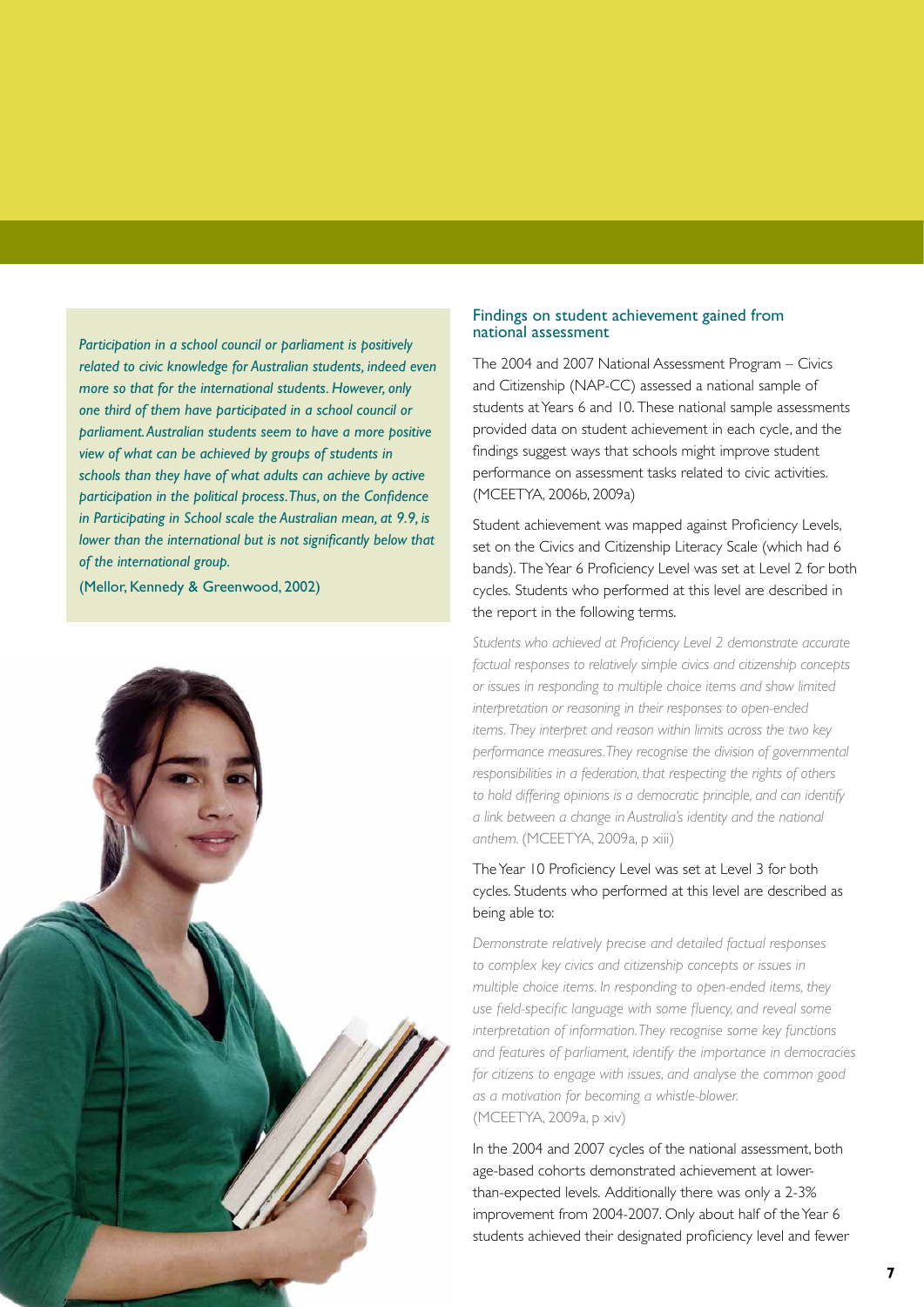*Participation in a school council or parliament is positively related to civic knowledge for Australian students, indeed even more so that for the international students. However, only one third of them have participated in a school council or parliament. Australian students seem to have a more positive view of what can be achieved by groups of students in schools than they have of what adults can achieve by active participation in the political process. Thus, on the Confidence in Participating in School scale the Australian mean, at 9.9, is lower than the international but is not significantly below that of the international group.*

(Mellor, Kennedy & Greenwood, 2002)

### Findings on student achievement gained from national assessment

The 2004 and 2007 National Assessment Program – Civics and Citizenship (NAP-CC) assessed a national sample of students at Years 6 and 10. These national sample assessments provided data on student achievement in each cycle, and the findings suggest ways that schools might improve student performance on assessment tasks related to civic activities. (MCEETYA, 2006b, 2009a)

Student achievement was mapped against Proficiency Levels, set on the Civics and Citizenship Literacy Scale (which had 6 bands). The Year 6 Proficiency Level was set at Level 2 for both cycles. Students who performed at this level are described in the report in the following terms.

*Students who achieved at Proficiency Level 2 demonstrate accurate factual responses to relatively simple civics and citizenship concepts or issues in responding to multiple choice items and show limited interpretation or reasoning in their responses to open-ended items. They interpret and reason within limits across the two key performance measures. They recognise the division of governmental responsibilities in a federation, that respecting the rights of others to hold differing opinions is a democratic principle, and can identify a link between a change in Australia's identity and the national anthem.* (MCEETYA, 2009a, p xiii)

The Year 10 Proficiency Level was set at Level 3 for both cycles. Students who performed at this level are described as being able to:

*Demonstrate relatively precise and detailed factual responses to complex key civics and citizenship concepts or issues in multiple choice items. In responding to open-ended items, they use field-specific language with some fluency, and reveal some interpretation of information. They recognise some key functions and features of parliament, identify the importance in democracies for citizens to engage with issues, and analyse the common good as a motivation for becoming a whistle-blower.*
(MCEETYA, 2009a, p xiv)

In the 2004 and 2007 cycles of the national assessment, both age-based cohorts demonstrated achievement at lower-than-expected levels. Additionally there was only a 2-3% improvement from 2004-2007. Only about half of the Year 6 students achieved their designated proficiency level and fewer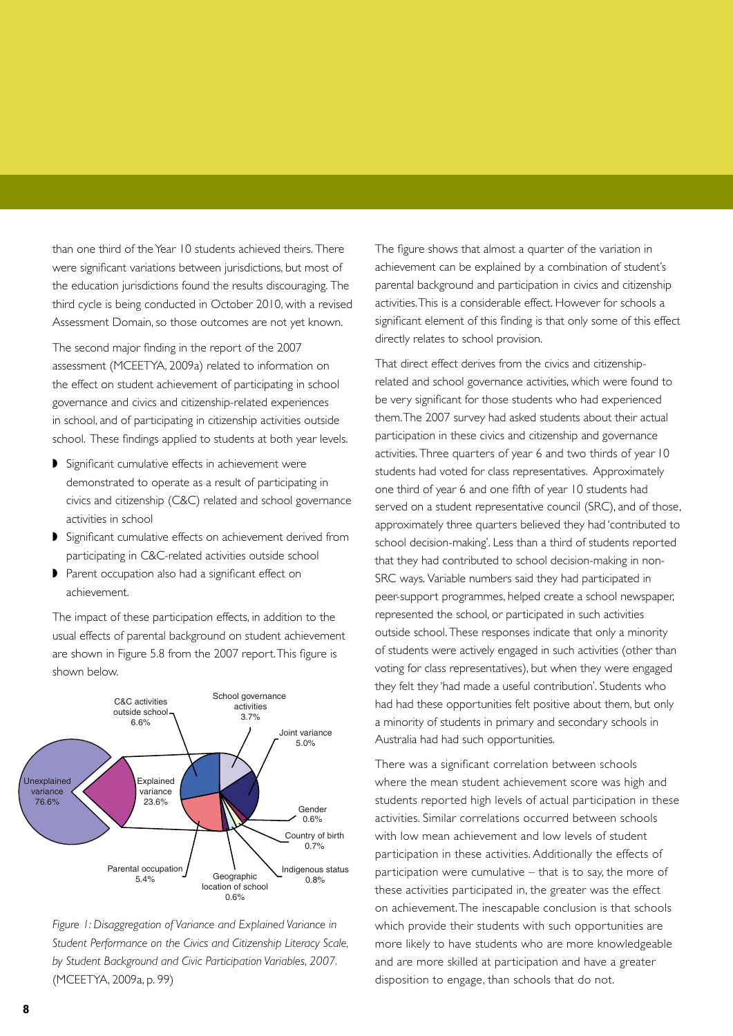than one third of the Year 10 students achieved theirs. There were significant variations between jurisdictions, but most of the education jurisdictions found the results discouraging. The third cycle is being conducted in October 2010, with a revised Assessment Domain, so those outcomes are not yet known.

The second major finding in the report of the 2007 assessment (MCEETYA, 2009a) related to information on the effect on student achievement of participating in school governance and civics and citizenship-related experiences in school, and of participating in citizenship activities outside school. These findings applied to students at both year levels.

- Significant cumulative effects in achievement were demonstrated to operate as a result of participating in civics and citizenship (C&C) related and school governance activities in school
- Significant cumulative effects on achievement derived from participating in C&C-related activities outside school
- Parent occupation also had a significant effect on achievement.

The impact of these participation effects, in addition to the usual effects of parental background on student achievement are shown in Figure 5.8 from the 2007 report. This figure is shown below.

Unexplained variance 76.6%
Explained variance 23.6%
C&C activities outside school 6.6%
School governance activities 3.7%
Joint variance 5.0%
Gender 0.6%
Country of birth 0.7%
Indigenous status 0.8%
Geographic location of school 0.6%
Parental occupation 5.4%

*Figure 1: Disaggregation of Variance and Explained Variance in Student Performance on the Civics and Citizenship Literacy Scale, by Student Background and Civic Participation Variables, 2007.* (MCEETYA, 2009a, p. 99)

The figure shows that almost a quarter of the variation in achievement can be explained by a combination of student's parental background and participation in civics and citizenship activities. This is a considerable effect. However for schools a significant element of this finding is that only some of this effect directly relates to school provision.

That direct effect derives from the civics and citizenship-related and school governance activities, which were found to be very significant for those students who had experienced them. The 2007 survey had asked students about their actual participation in these civics and citizenship and governance activities. Three quarters of year 6 and two thirds of year 10 students had voted for class representatives. Approximately one third of year 6 and one fifth of year 10 students had served on a student representative council (SRC), and of those, approximately three quarters believed they had 'contributed to school decision-making'. Less than a third of students reported that they had contributed to school decision-making in non-SRC ways. Variable numbers said they had participated in peer-support programmes, helped create a school newspaper, represented the school, or participated in such activities outside school. These responses indicate that only a minority of students were actively engaged in such activities (other than voting for class representatives), but when they were engaged they felt they 'had made a useful contribution'. Students who had had these opportunities felt positive about them, but only a minority of students in primary and secondary schools in Australia had had such opportunities.

There was a significant correlation between schools where the mean student achievement score was high and students reported high levels of actual participation in these activities. Similar correlations occurred between schools with low mean achievement and low levels of student participation in these activities. Additionally the effects of participation were cumulative – that is to say, the more of these activities participated in, the greater was the effect on achievement. The inescapable conclusion is that schools which provide their students with such opportunities are more likely to have students who are more knowledgeable and are more skilled at participation and have a greater disposition to engage, than schools that do not.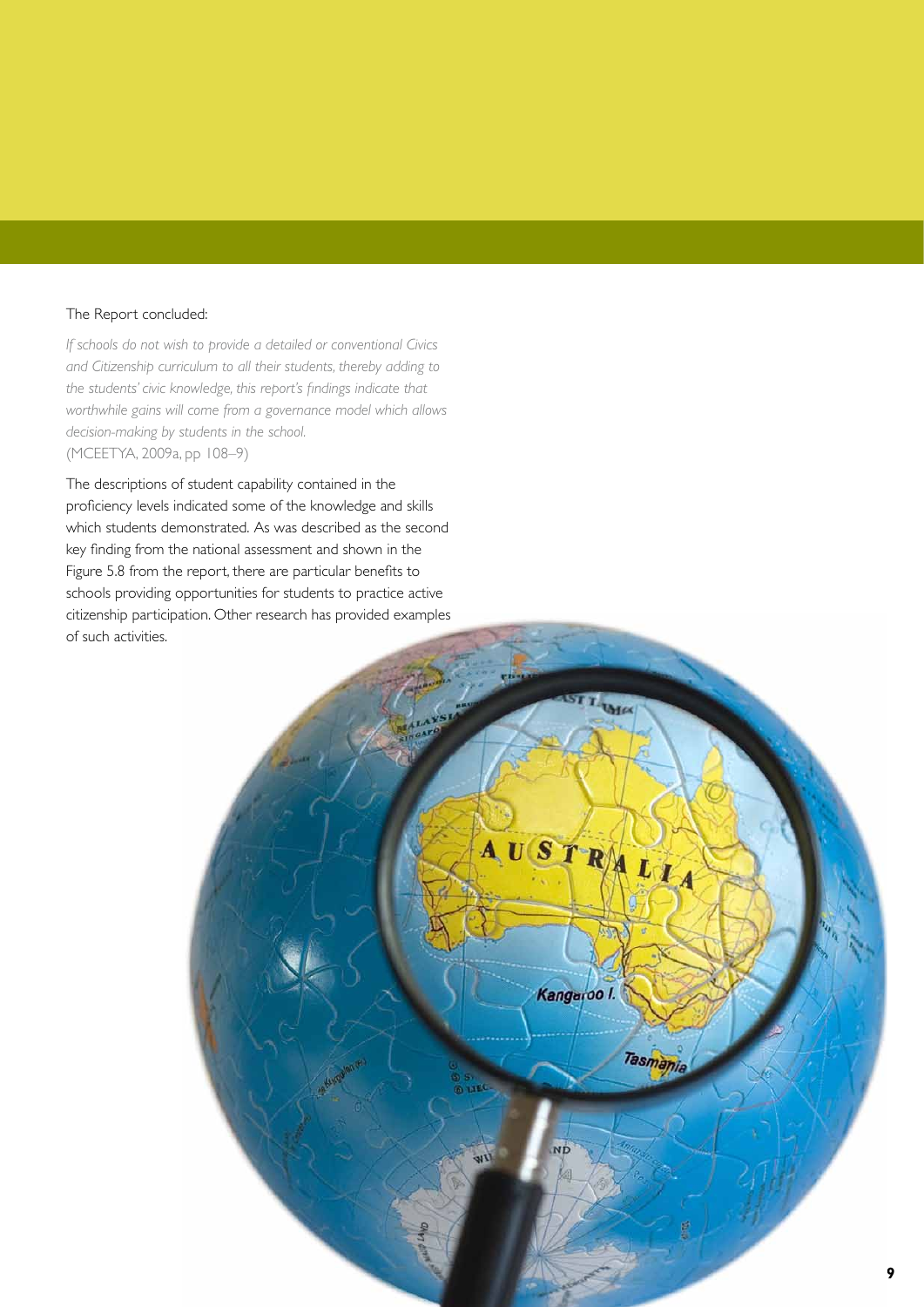The Report concluded:

*If schools do not wish to provide a detailed or conventional Civics and Citizenship curriculum to all their students, thereby adding to the students' civic knowledge, this report's findings indicate that worthwhile gains will come from a governance model which allows decision-making by students in the school.*
(MCEETYA, 2009a, pp 108–9)

The descriptions of student capability contained in the proficiency levels indicated some of the knowledge and skills which students demonstrated. As was described as the second key finding from the national assessment and shown in the Figure 5.8 from the report, there are particular benefits to schools providing opportunities for students to practice active citizenship participation. Other research has provided examples of such activities.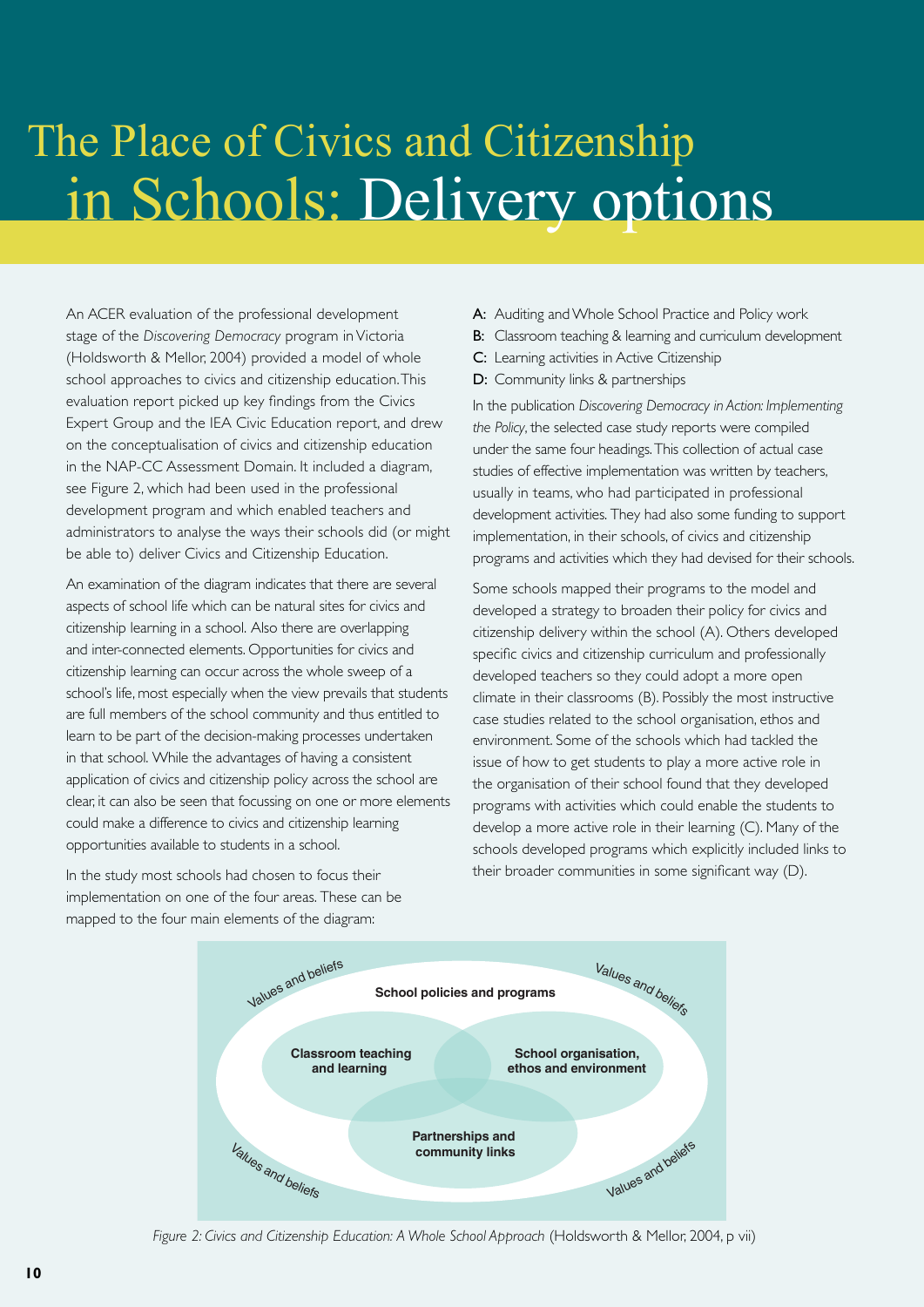# The Place of Civics and Citizenship in Schools: Delivery options

An ACER evaluation of the professional development stage of the *Discovering Democracy* program in Victoria (Holdsworth & Mellor, 2004) provided a model of whole school approaches to civics and citizenship education. This evaluation report picked up key findings from the Civics Expert Group and the IEA Civic Education report, and drew on the conceptualisation of civics and citizenship education in the NAP-CC Assessment Domain. It included a diagram, see Figure 2, which had been used in the professional development program and which enabled teachers and administrators to analyse the ways their schools did (or might be able to) deliver Civics and Citizenship Education.

An examination of the diagram indicates that there are several aspects of school life which can be natural sites for civics and citizenship learning in a school. Also there are overlapping and inter-connected elements. Opportunities for civics and citizenship learning can occur across the whole sweep of a school's life, most especially when the view prevails that students are full members of the school community and thus entitled to learn to be part of the decision-making processes undertaken in that school. While the advantages of having a consistent application of civics and citizenship policy across the school are clear, it can also be seen that focussing on one or more elements could make a difference to civics and citizenship learning opportunities available to students in a school.

In the study most schools had chosen to focus their implementation on one of the four areas. These can be mapped to the four main elements of the diagram:

- **A:** Auditing and Whole School Practice and Policy work
- **B:** Classroom teaching & learning and curriculum development
- **C:** Learning activities in Active Citizenship
- **D:** Community links & partnerships

In the publication *Discovering Democracy in Action: Implementing the Policy*, the selected case study reports were compiled under the same four headings. This collection of actual case studies of effective implementation was written by teachers, usually in teams, who had participated in professional development activities. They had also some funding to support implementation, in their schools, of civics and citizenship programs and activities which they had devised for their schools.

Some schools mapped their programs to the model and developed a strategy to broaden their policy for civics and citizenship delivery within the school (A). Others developed specific civics and citizenship curriculum and professionally developed teachers so they could adopt a more open climate in their classrooms (B). Possibly the most instructive case studies related to the school organisation, ethos and environment. Some of the schools which had tackled the issue of how to get students to play a more active role in the organisation of their school found that they developed programs with activities which could enable the students to develop a more active role in their learning (C). Many of the schools developed programs which explicitly included links to their broader communities in some significant way (D).

Values and beliefs

School policies and programs

Classroom teaching and learning

School organisation, ethos and environment

Partnerships and community links

*Figure 2: Civics and Citizenship Education: A Whole School Approach* (Holdsworth & Mellor, 2004, p vii)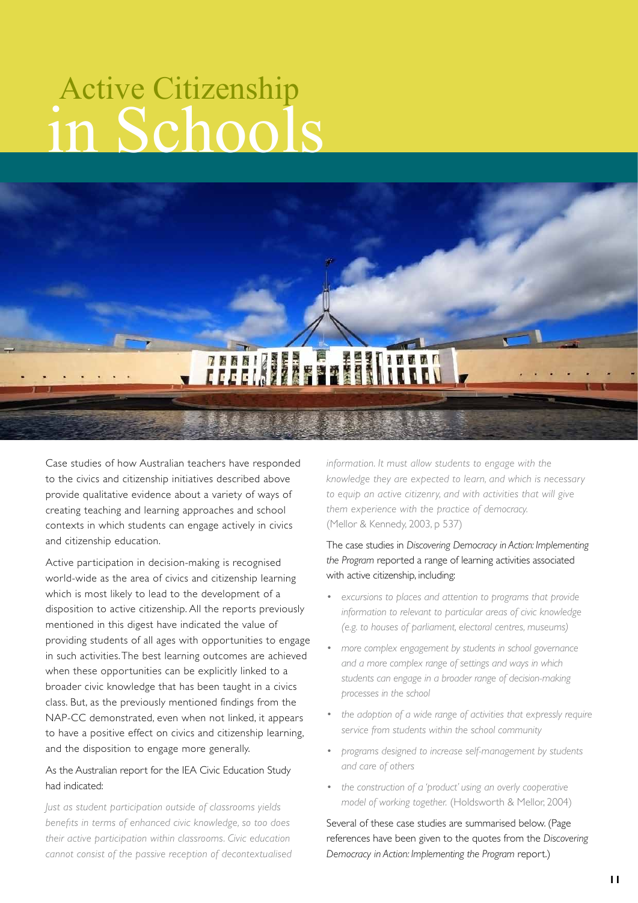# Active Citizenship in Schools

Case studies of how Australian teachers have responded to the civics and citizenship initiatives described above provide qualitative evidence about a variety of ways of creating teaching and learning approaches and school contexts in which students can engage actively in civics and citizenship education.

Active participation in decision-making is recognised world-wide as the area of civics and citizenship learning which is most likely to lead to the development of a disposition to active citizenship. All the reports previously mentioned in this digest have indicated the value of providing students of all ages with opportunities to engage in such activities. The best learning outcomes are achieved when these opportunities can be explicitly linked to a broader civic knowledge that has been taught in a civics class. But, as the previously mentioned findings from the NAP-CC demonstrated, even when not linked, it appears to have a positive effect on civics and citizenship learning, and the disposition to engage more generally.

As the Australian report for the IEA Civic Education Study had indicated:

*Just as student participation outside of classrooms yields benefits in terms of enhanced civic knowledge, so too does their active participation within classrooms. Civic education cannot consist of the passive reception of decontextualised information. It must allow students to engage with the knowledge they are expected to learn, and which is necessary to equip an active citizenry, and with activities that will give them experience with the practice of democracy.* (Mellor & Kennedy, 2003, p 537)

The case studies in *Discovering Democracy in Action: Implementing the Program* reported a range of learning activities associated with active citizenship, including:

- *excursions to places and attention to programs that provide information to relevant to particular areas of civic knowledge (e.g. to houses of parliament, electoral centres, museums)*
- *more complex engagement by students in school governance and a more complex range of settings and ways in which students can engage in a broader range of decision-making processes in the school*
- *the adoption of a wide range of activities that expressly require service from students within the school community*
- *programs designed to increase self-management by students and care of others*
- *the construction of a 'product' using an overly cooperative model of working together.* (Holdsworth & Mellor, 2004)

Several of these case studies are summarised below. (Page references have been given to the quotes from the *Discovering Democracy in Action: Implementing the Program* report.)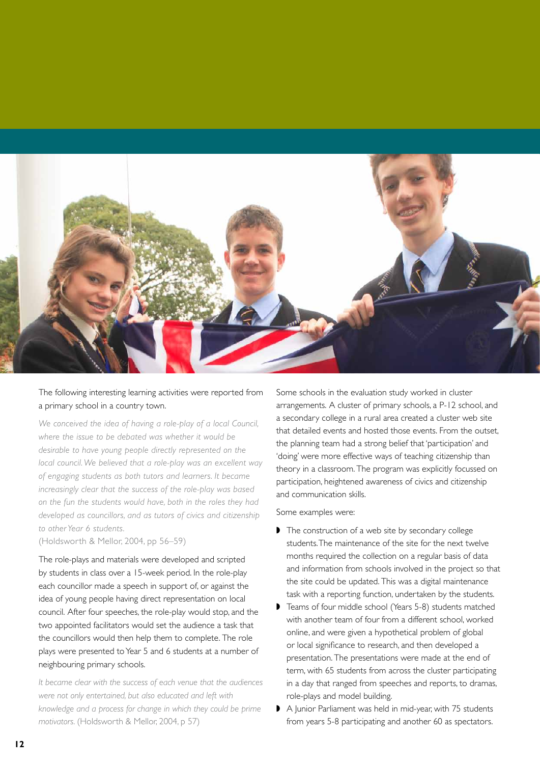The following interesting learning activities were reported from a primary school in a country town.

*We conceived the idea of having a role-play of a local Council, where the issue to be debated was whether it would be desirable to have young people directly represented on the local council. We believed that a role-play was an excellent way of engaging students as both tutors and learners. It became increasingly clear that the success of the role-play was based on the fun the students would have, both in the roles they had developed as councillors, and as tutors of civics and citizenship to other Year 6 students.*
(Holdsworth & Mellor, 2004, pp 56–59)

The role-plays and materials were developed and scripted by students in class over a 15-week period. In the role-play each councillor made a speech in support of, or against the idea of young people having direct representation on local council. After four speeches, the role-play would stop, and the two appointed facilitators would set the audience a task that the councillors would then help them to complete. The role plays were presented to Year 5 and 6 students at a number of neighbouring primary schools.

*It became clear with the success of each venue that the audiences were not only entertained, but also educated and left with knowledge and a process for change in which they could be prime motivators.* (Holdsworth & Mellor, 2004, p 57)

Some schools in the evaluation study worked in cluster arrangements. A cluster of primary schools, a P-12 school, and a secondary college in a rural area created a cluster web site that detailed events and hosted those events. From the outset, the planning team had a strong belief that 'participation' and 'doing' were more effective ways of teaching citizenship than theory in a classroom. The program was explicitly focussed on participation, heightened awareness of civics and citizenship and communication skills.

Some examples were:

- The construction of a web site by secondary college students. The maintenance of the site for the next twelve months required the collection on a regular basis of data and information from schools involved in the project so that the site could be updated. This was a digital maintenance task with a reporting function, undertaken by the students.
- Teams of four middle school (Years 5-8) students matched with another team of four from a different school, worked online, and were given a hypothetical problem of global or local significance to research, and then developed a presentation. The presentations were made at the end of term, with 65 students from across the cluster participating in a day that ranged from speeches and reports, to dramas, role-plays and model building.
- A Junior Parliament was held in mid-year, with 75 students from years 5-8 participating and another 60 as spectators.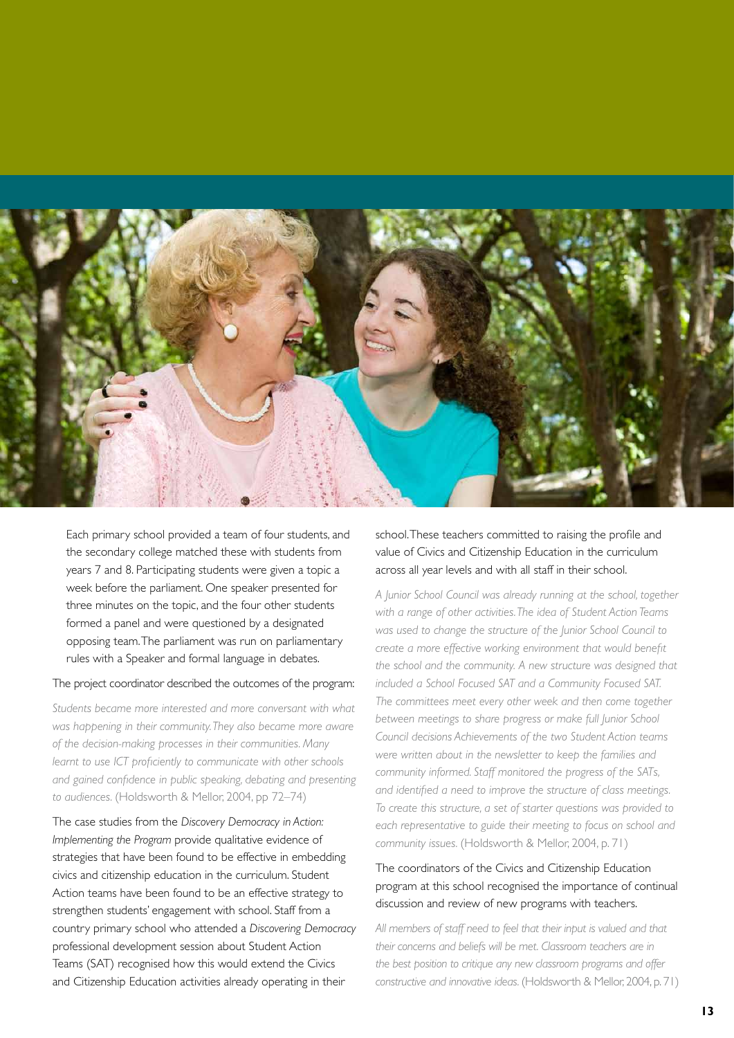Each primary school provided a team of four students, and the secondary college matched these with students from years 7 and 8. Participating students were given a topic a week before the parliament. One speaker presented for three minutes on the topic, and the four other students formed a panel and were questioned by a designated opposing team. The parliament was run on parliamentary rules with a Speaker and formal language in debates.

The project coordinator described the outcomes of the program:

*Students became more interested and more conversant with what was happening in their community. They also became more aware of the decision-making processes in their communities. Many learnt to use ICT proficiently to communicate with other schools and gained confidence in public speaking, debating and presenting to audiences.* (Holdsworth & Mellor, 2004, pp 72–74)

The case studies from the *Discovery Democracy in Action: Implementing the Program* provide qualitative evidence of strategies that have been found to be effective in embedding civics and citizenship education in the curriculum. Student Action teams have been found to be an effective strategy to strengthen students' engagement with school. Staff from a country primary school who attended a *Discovering Democracy* professional development session about Student Action Teams (SAT) recognised how this would extend the Civics and Citizenship Education activities already operating in their school. These teachers committed to raising the profile and value of Civics and Citizenship Education in the curriculum across all year levels and with all staff in their school.

*A Junior School Council was already running at the school, together with a range of other activities. The idea of Student Action Teams was used to change the structure of the Junior School Council to create a more effective working environment that would benefit the school and the community. A new structure was designed that included a School Focused SAT and a Community Focused SAT. The committees meet every other week and then come together between meetings to share progress or make full Junior School Council decisions Achievements of the two Student Action teams were written about in the newsletter to keep the families and community informed. Staff monitored the progress of the SATs, and identified a need to improve the structure of class meetings. To create this structure, a set of starter questions was provided to each representative to guide their meeting to focus on school and community issues.* (Holdsworth & Mellor, 2004, p. 71)

The coordinators of the Civics and Citizenship Education program at this school recognised the importance of continual discussion and review of new programs with teachers.

*All members of staff need to feel that their input is valued and that their concerns and beliefs will be met. Classroom teachers are in the best position to critique any new classroom programs and offer constructive and innovative ideas.* (Holdsworth & Mellor, 2004, p. 71)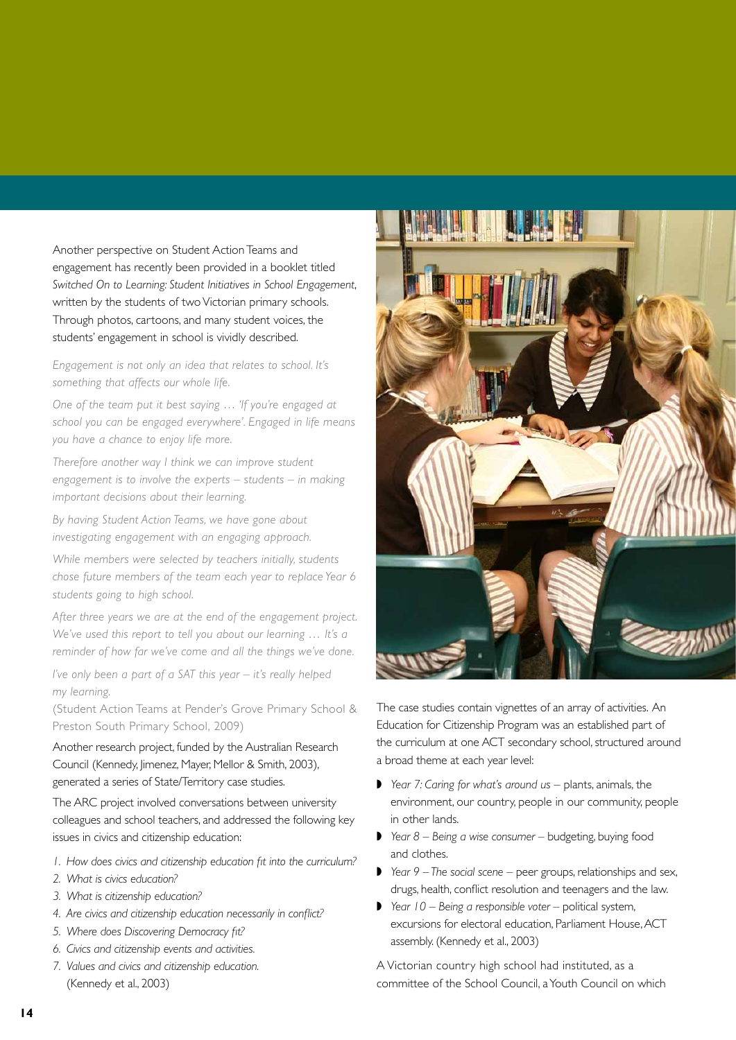Another perspective on Student Action Teams and engagement has recently been provided in a booklet titled *Switched On to Learning: Student Initiatives in School Engagement*, written by the students of two Victorian primary schools. Through photos, cartoons, and many student voices, the students' engagement in school is vividly described.

*Engagement is not only an idea that relates to school. It's something that affects our whole life.*

*One of the team put it best saying … 'If you're engaged at school you can be engaged everywhere'. Engaged in life means you have a chance to enjoy life more.*

*Therefore another way I think we can improve student engagement is to involve the experts – students – in making important decisions about their learning.*

*By having Student Action Teams, we have gone about investigating engagement with an engaging approach.*

*While members were selected by teachers initially, students chose future members of the team each year to replace Year 6 students going to high school.*

*After three years we are at the end of the engagement project. We've used this report to tell you about our learning … It's a reminder of how far we've come and all the things we've done.*

*I've only been a part of a SAT this year – it's really helped my learning.*

(Student Action Teams at Pender's Grove Primary School & Preston South Primary School, 2009)

Another research project, funded by the Australian Research Council (Kennedy, Jimenez, Mayer, Mellor & Smith, 2003), generated a series of State/Territory case studies.

The ARC project involved conversations between university colleagues and school teachers, and addressed the following key issues in civics and citizenship education:

1. *How does civics and citizenship education fit into the curriculum?*
2. *What is civics education?*
3. *What is citizenship education?*
4. *Are civics and citizenship education necessarily in conflict?*
5. *Where does Discovering Democracy fit?*
6. *Civics and citizenship events and activities.*
7. *Values and civics and citizenship education.*
   (Kennedy et al., 2003)

The case studies contain vignettes of an array of activities. An Education for Citizenship Program was an established part of the curriculum at one ACT secondary school, structured around a broad theme at each year level:

- *Year 7: Caring for what's around us* – plants, animals, the environment, our country, people in our community, people in other lands.
- *Year 8 – Being a wise consumer* – budgeting, buying food and clothes.
- *Year 9 – The social scene* – peer groups, relationships and sex, drugs, health, conflict resolution and teenagers and the law.
- *Year 10 – Being a responsible voter* – political system, excursions for electoral education, Parliament House, ACT assembly. (Kennedy et al., 2003)

A Victorian country high school had instituted, as a committee of the School Council, a Youth Council on which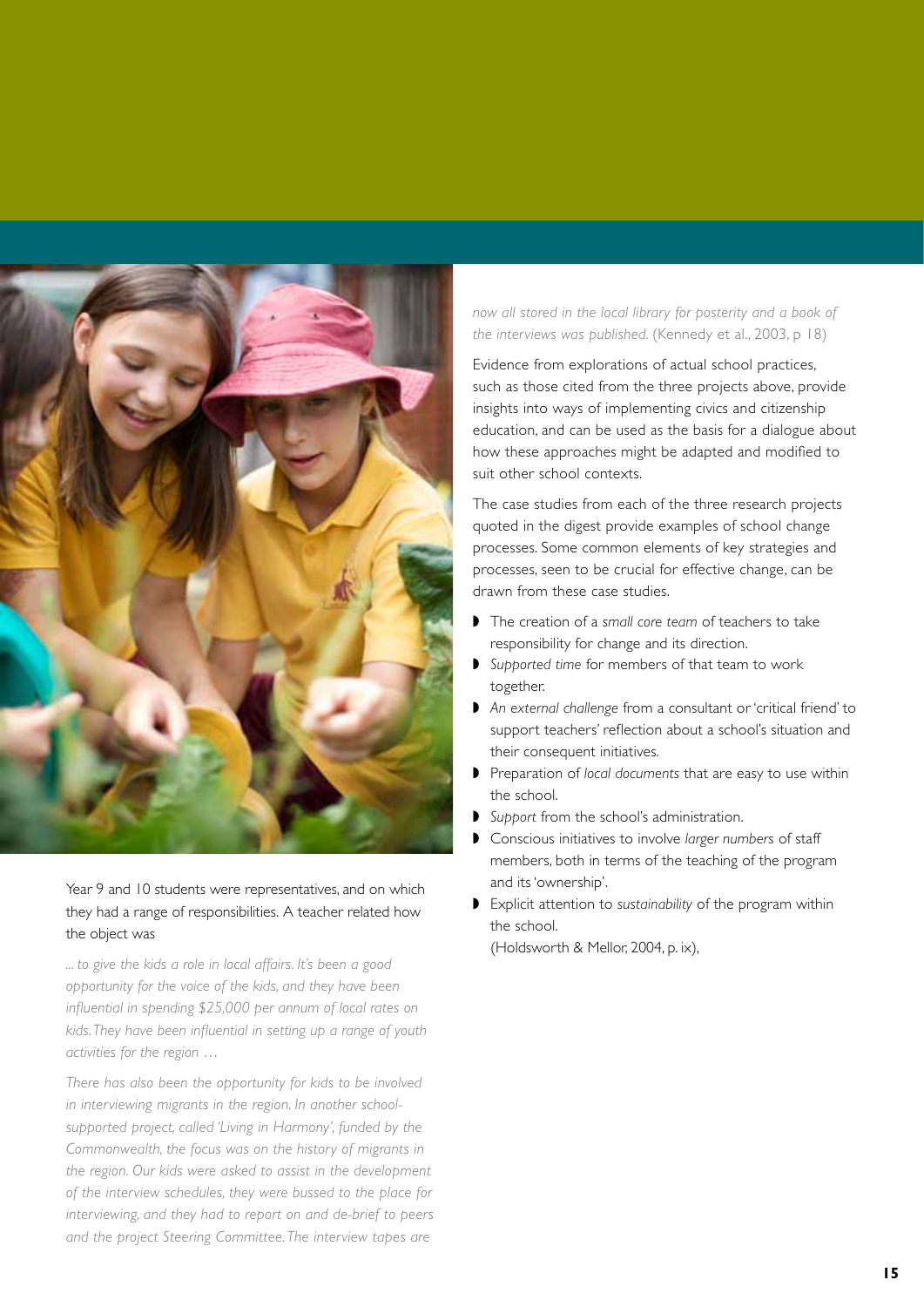Year 9 and 10 students were representatives, and on which they had a range of responsibilities. A teacher related how the object was

*... to give the kids a role in local affairs. It's been a good opportunity for the voice of the kids, and they have been influential in spending $25,000 per annum of local rates on kids. They have been influential in setting up a range of youth activities for the region …*

*There has also been the opportunity for kids to be involved in interviewing migrants in the region. In another school-supported project, called 'Living in Harmony', funded by the Commonwealth, the focus was on the history of migrants in the region. Our kids were asked to assist in the development of the interview schedules, they were bussed to the place for interviewing, and they had to report on and de-brief to peers and the project Steering Committee. The interview tapes are now all stored in the local library for posterity and a book of the interviews was published.* (Kennedy et al., 2003, p 18)

Evidence from explorations of actual school practices, such as those cited from the three projects above, provide insights into ways of implementing civics and citizenship education, and can be used as the basis for a dialogue about how these approaches might be adapted and modified to suit other school contexts.

The case studies from each of the three research projects quoted in the digest provide examples of school change processes. Some common elements of key strategies and processes, seen to be crucial for effective change, can be drawn from these case studies.

- The creation of a *small core team* of teachers to take responsibility for change and its direction.
- *Supported time* for members of that team to work together.
- *An external challenge* from a consultant or 'critical friend' to support teachers' reflection about a school's situation and their consequent initiatives.
- Preparation of *local documents* that are easy to use within the school.
- *Support* from the school's administration.
- Conscious initiatives to involve *larger numbers* of staff members, both in terms of the teaching of the program and its 'ownership'.
- Explicit attention to *sustainability* of the program within the school.

(Holdsworth & Mellor, 2004, p. ix),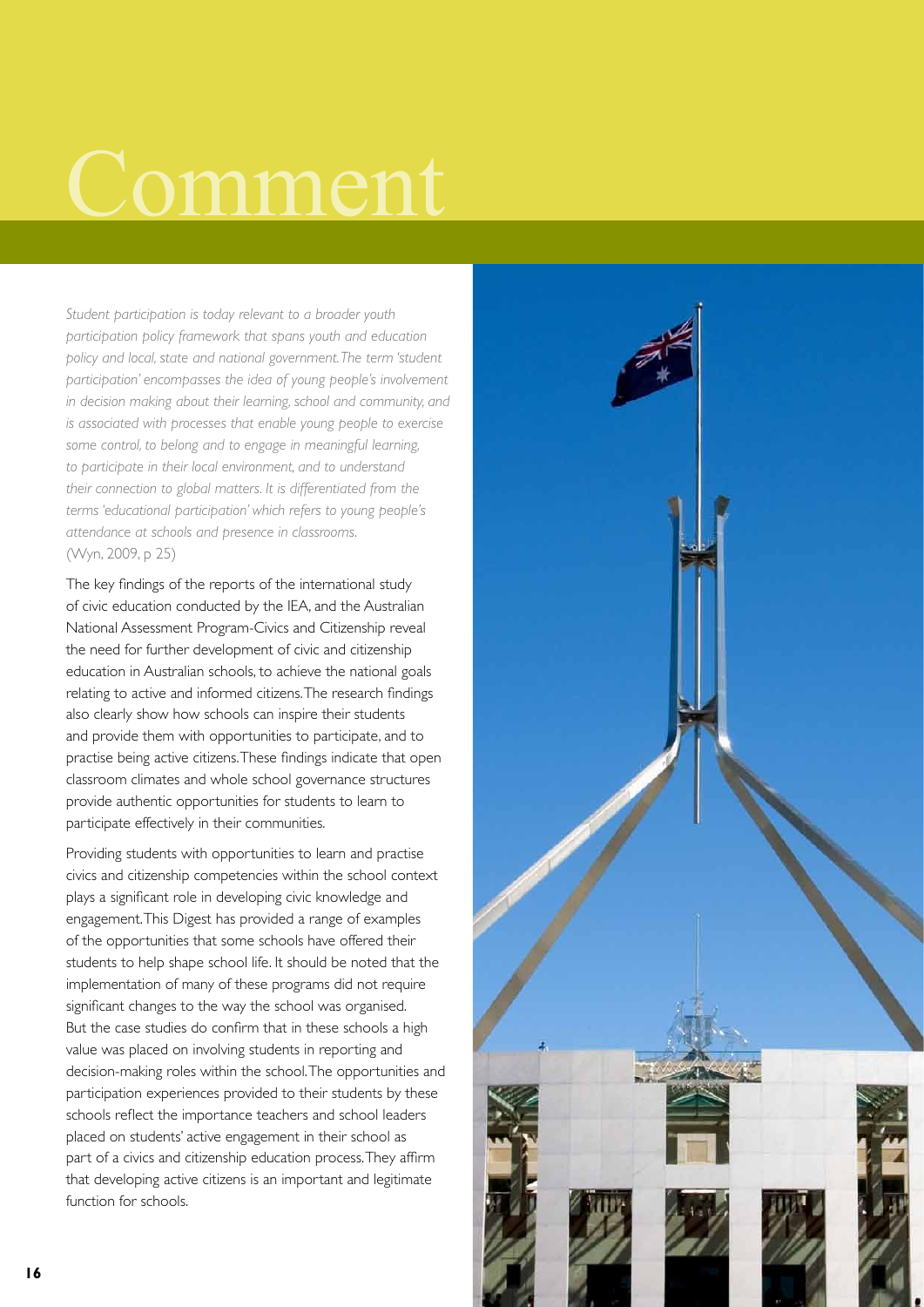# Comment

*Student participation is today relevant to a broader youth participation policy framework that spans youth and education policy and local, state and national government. The term 'student participation' encompasses the idea of young people's involvement in decision making about their learning, school and community, and is associated with processes that enable young people to exercise some control, to belong and to engage in meaningful learning, to participate in their local environment, and to understand their connection to global matters. It is differentiated from the terms 'educational participation' which refers to young people's attendance at schools and presence in classrooms.*
(Wyn, 2009, p 25)

The key findings of the reports of the international study of civic education conducted by the IEA, and the Australian National Assessment Program-Civics and Citizenship reveal the need for further development of civic and citizenship education in Australian schools, to achieve the national goals relating to active and informed citizens. The research findings also clearly show how schools can inspire their students and provide them with opportunities to participate, and to practise being active citizens. These findings indicate that open classroom climates and whole school governance structures provide authentic opportunities for students to learn to participate effectively in their communities.

Providing students with opportunities to learn and practise civics and citizenship competencies within the school context plays a significant role in developing civic knowledge and engagement. This Digest has provided a range of examples of the opportunities that some schools have offered their students to help shape school life. It should be noted that the implementation of many of these programs did not require significant changes to the way the school was organised. But the case studies do confirm that in these schools a high value was placed on involving students in reporting and decision-making roles within the school. The opportunities and participation experiences provided to their students by these schools reflect the importance teachers and school leaders placed on students' active engagement in their school as part of a civics and citizenship education process. They affirm that developing active citizens is an important and legitimate function for schools.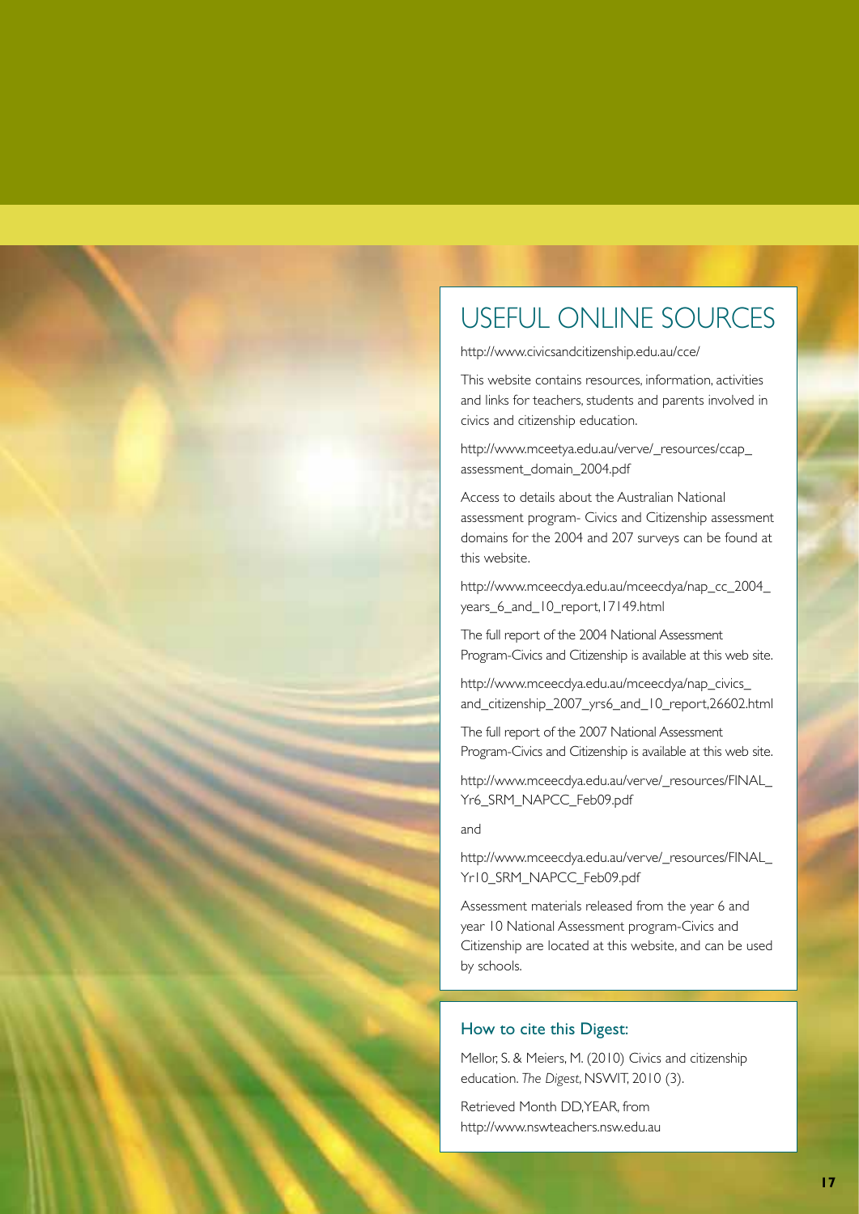## USEFUL ONLINE SOURCES

http://www.civicsandcitizenship.edu.au/cce/

This website contains resources, information, activities and links for teachers, students and parents involved in civics and citizenship education.

http://www.mceetya.edu.au/verve/_resources/ccap_assessment_domain_2004.pdf

Access to details about the Australian National assessment program- Civics and Citizenship assessment domains for the 2004 and 207 surveys can be found at this website.

http://www.mceecdya.edu.au/mceecdya/nap_cc_2004_years_6_and_10_report,17149.html

The full report of the 2004 National Assessment Program-Civics and Citizenship is available at this web site.

http://www.mceecdya.edu.au/mceecdya/nap_civics_and_citizenship_2007_yrs6_and_10_report,26602.html

The full report of the 2007 National Assessment Program-Civics and Citizenship is available at this web site.

http://www.mceecdya.edu.au/verve/_resources/FINAL_Yr6_SRM_NAPCC_Feb09.pdf

and

http://www.mceecdya.edu.au/verve/_resources/FINAL_Yr10_SRM_NAPCC_Feb09.pdf

Assessment materials released from the year 6 and year 10 National Assessment program-Civics and Citizenship are located at this website, and can be used by schools.

### How to cite this Digest:

Mellor, S. & Meiers, M. (2010) Civics and citizenship education. *The Digest*, NSWIT, 2010 (3).

Retrieved Month DD,YEAR, from http://www.nswteachers.nsw.edu.au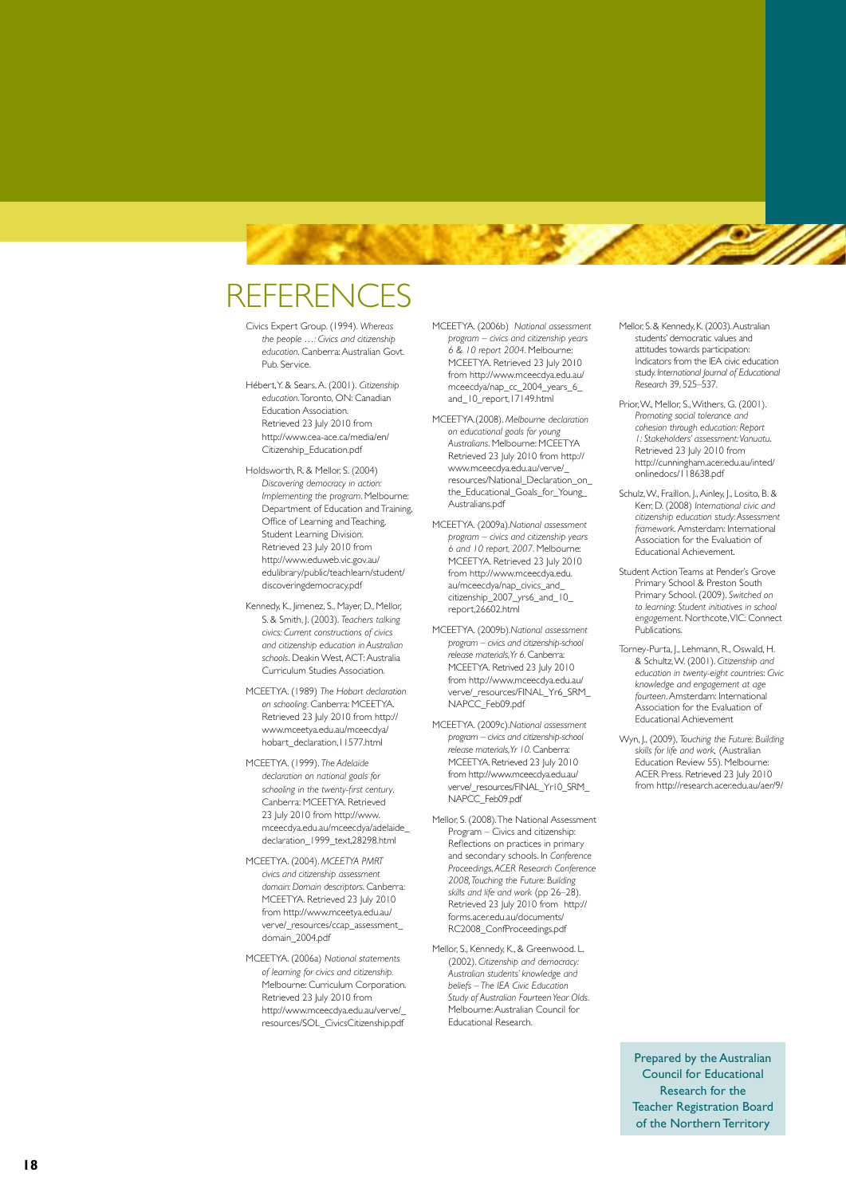# REFERENCES

Civics Expert Group. (1994). *Whereas the people …: Civics and citizenship education*. Canberra: Australian Govt. Pub. Service.

Hébert, Y. & Sears, A. (2001). *Citizenship education*. Toronto, ON: Canadian Education Association. Retrieved 23 July 2010 from http://www.cea-ace.ca/media/en/Citizenship_Education.pdf

Holdsworth, R. & Mellor, S. (2004) *Discovering democracy in action: Implementing the program*. Melbourne: Department of Education and Training, Office of Learning and Teaching, Student Learning Division. Retrieved 23 July 2010 from http://www.eduweb.vic.gov.au/edulibrary/public/teachlearn/student/discoveringdemocracy.pdf

Kennedy, K., Jimenez, S., Mayer, D., Mellor, S. & Smith, J. (2003). *Teachers talking civics: Current constructions of civics and citizenship education in Australian schools*. Deakin West, ACT: Australia Curriculum Studies Association.

MCEETYA. (1989) *The Hobart declaration on schooling*. Canberra: MCEETYA. Retrieved 23 July 2010 from http://www.mceetya.edu.au/mceecdya/hobart_declaration,11577.html

MCEETYA. (1999). *The Adelaide declaration on national goals for schooling in the twenty-first century*. Canberra: MCEETYA. Retrieved 23 July 2010 from http://www.mceecdya.edu.au/mceecdya/adelaide_declaration_1999_text,28298.html

MCEETYA. (2004). *MCEETYA PMRT civics and citizenship assessment domain: Domain descriptors*. Canberra: MCEETYA. Retrieved 23 July 2010 from http://www.mceetya.edu.au/verve/_resources/ccap_assessment_domain_2004.pdf

MCEETYA. (2006a) *National statements of learning for civics and citizenship*. Melbourne: Curriculum Corporation. Retrieved 23 July 2010 from http://www.mceecdya.edu.au/verve/_resources/SOL_CivicsCitizenship.pdf

MCEETYA. (2006b) *National assessment program – civics and citizenship years 6 & 10 report 2004*. Melbourne: MCEETYA. Retrieved 23 July 2010 from http://www.mceecdya.edu.au/mceecdya/nap_cc_2004_years_6_and_10_report,17149.html

MCEETYA. (2008). *Melbourne declaration on educational goals for young Australians*. Melbourne: MCEETYA Retrieved 23 July 2010 from http://www.mceecdya.edu.au/verve/_resources/National_Declaration_on_the_Educational_Goals_for_Young_Australians.pdf

MCEETYA. (2009a).*National assessment program – civics and citizenship years 6 and 10 report, 2007*. Melbourne: MCEETYA. Retrieved 23 July 2010 from http://www.mceecdya.edu.au/mceecdya/nap_civics_and_citizenship_2007_yrs6_and_10_report,26602.html

MCEETYA. (2009b).*National assessment program – civics and citizenship-school release materials, Yr 6*. Canberra: MCEETYA. Retrived 23 July 2010 from http://www.mceecdya.edu.au/verve/_resources/FINAL_Yr6_SRM_NAPCC_Feb09.pdf

MCEETYA. (2009c).*National assessment program – civics and citizenship-school release materials, Yr 10*. Canberra: MCEETYA. Retrieved 23 July 2010 from http://www.mceecdya.edu.au/verve/_resources/FINAL_Yr10_SRM_NAPCC_Feb09.pdf

Mellor, S. (2008). The National Assessment Program – Civics and citizenship: Reflections on practices in primary and secondary schools. In *Conference Proceedings, ACER Research Conference 2008, Touching the Future: Building skills and life and work* (pp 26–28). Retrieved 23 July 2010 from http://forms.acer.edu.au/documents/RC2008_ConfProceedings.pdf

Mellor, S., Kennedy, K., & Greenwood. L. (2002). *Citizenship and democracy: Australian students' knowledge and beliefs – The IEA Civic Education Study of Australian Fourteen Year Olds*. Melbourne: Australian Council for Educational Research.

Mellor, S. & Kennedy, K. (2003). Australian students' democratic values and attitudes towards participation: Indicators from the IEA civic education study. *International Journal of Educational Research* 39, 525–537.

Prior, W., Mellor, S., Withers, G. (2001). *Promoting social tolerance and cohesion through education: Report 1: Stakeholders' assessment: Vanuatu*. Retrieved 23 July 2010 from http://cunningham.acer.edu.au/inted/onlinedocs/118638.pdf

Schulz, W., Fraillon, J., Ainley, J., Losito, B. & Kerr, D. (2008) *International civic and citizenship education study: Assessment framework*. Amsterdam: International Association for the Evaluation of Educational Achievement.

Student Action Teams at Pender's Grove Primary School & Preston South Primary School. (2009). *Switched on to learning: Student initiatives in school engagement*. Northcote, VIC: Connect Publications.

Torney-Purta, J., Lehmann, R., Oswald, H. & Schultz, W. (2001). *Citizenship and education in twenty-eight countries: Civic knowledge and engagement at age fourteen*. Amsterdam: International Association for the Evaluation of Educational Achievement

Wyn, J., (2009), *Touching the Future: Building skills for life and work*, (Australian Education Review 55). Melbourne: ACER Press. Retrieved 23 July 2010 from http://research.acer.edu.au/aer/9/

Prepared by the Australian Council for Educational Research for the Teacher Registration Board of the Northern Territory